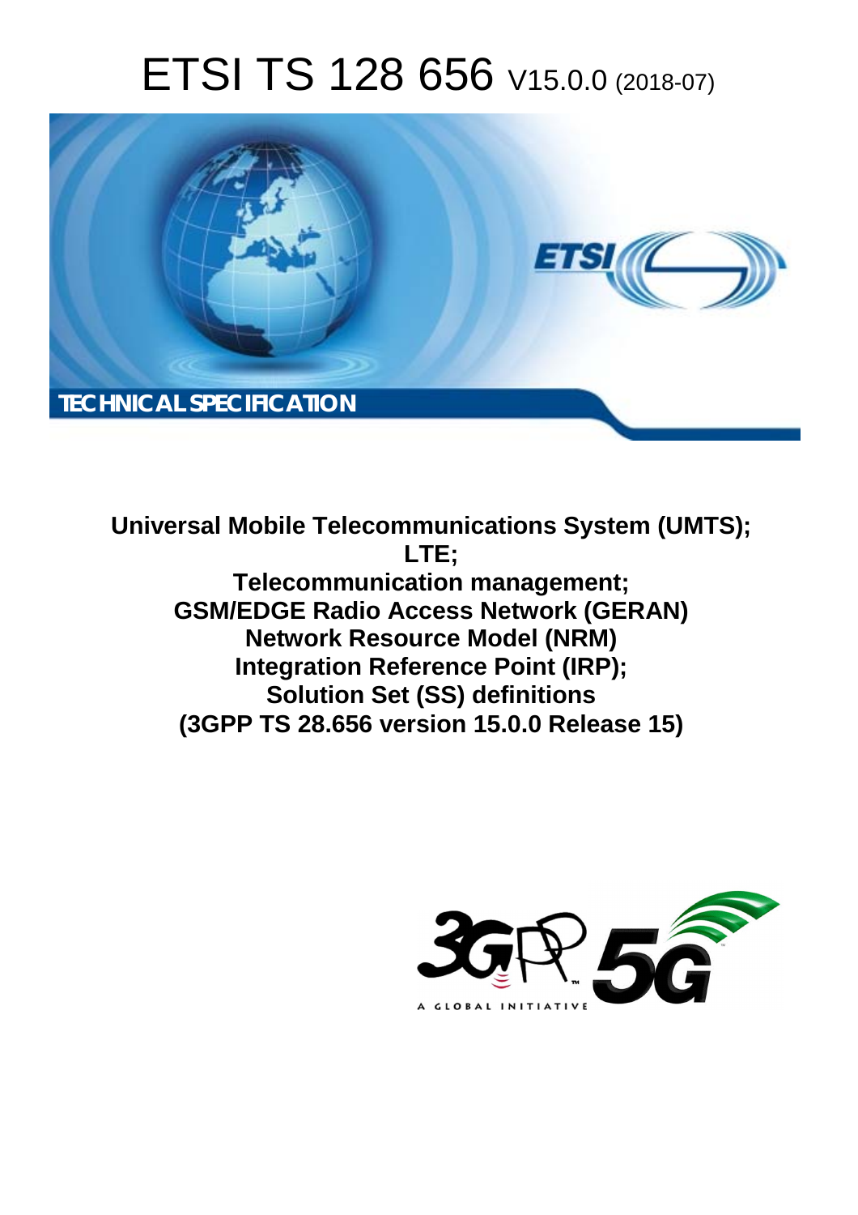# ETSI TS 128 656 V15.0.0 (2018-07)

TECHNICAL SPECIFICATION

**Universal Mobile Telecommunications System (UMTS); LTE; Telecommunication management; GSM/EDGE Radio Access Network (GERAN) Network Resource Model (NRM) Integration Reference Point (IRP); Solution Set (SS) definitions (3GPP TS 28.656 version 15.0.0 Release 15)**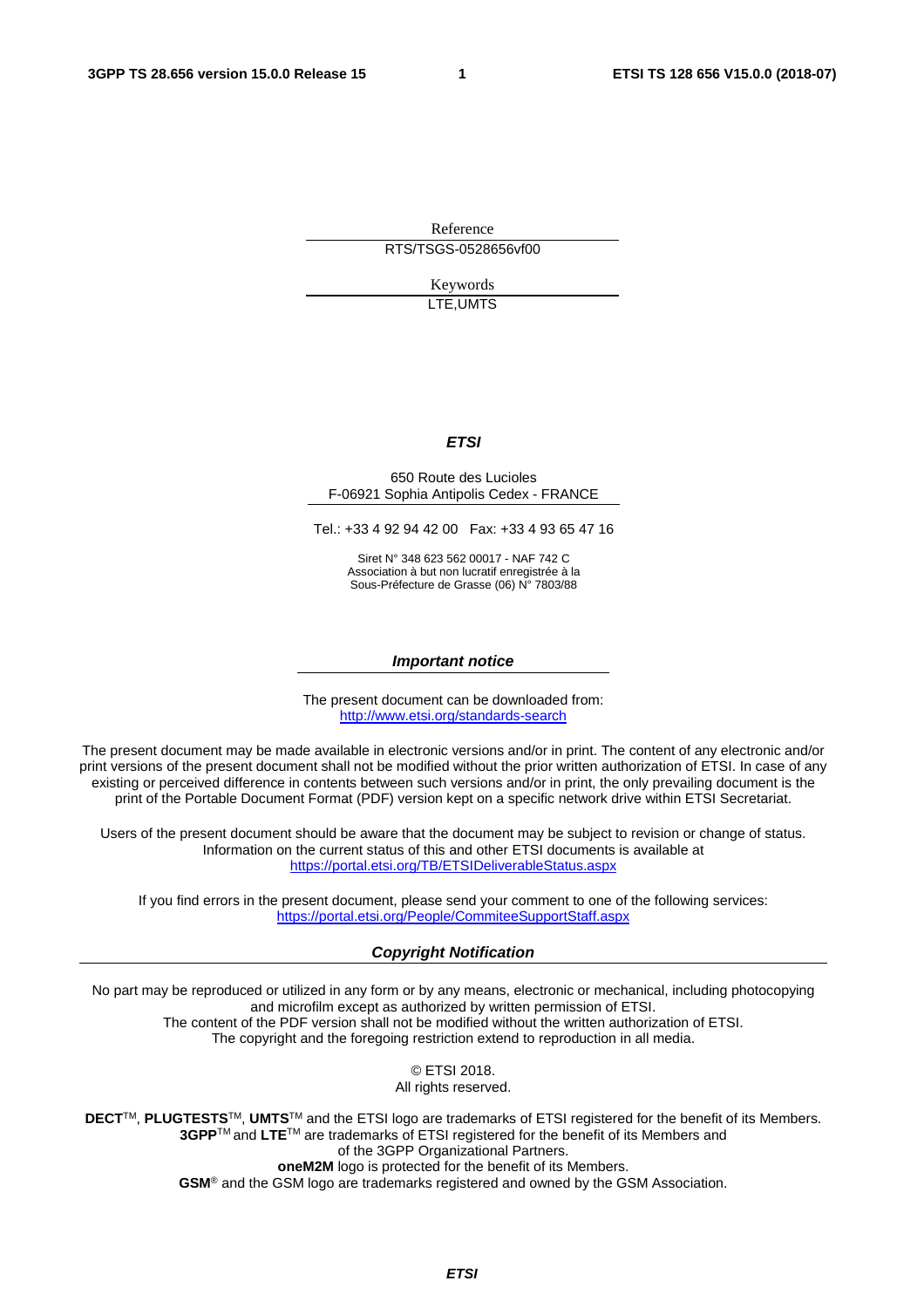Reference

RTS/TSGS-0528656vf00

Keywords

LTE,UMTS

***ETSI***

650 Route des Lucioles
F-06921 Sophia Antipolis Cedex - FRANCE

Tel.: +33 4 92 94 42 00   Fax: +33 4 93 65 47 16

Siret N° 348 623 562 00017 - NAF 742 C
Association à but non lucratif enregistrée à la
Sous-Préfecture de Grasse (06) N° 7803/88

***Important notice***

The present document can be downloaded from:
http://www.etsi.org/standards-search

The present document may be made available in electronic versions and/or in print. The content of any electronic and/or print versions of the present document shall not be modified without the prior written authorization of ETSI. In case of any existing or perceived difference in contents between such versions and/or in print, the only prevailing document is the print of the Portable Document Format (PDF) version kept on a specific network drive within ETSI Secretariat.

Users of the present document should be aware that the document may be subject to revision or change of status. Information on the current status of this and other ETSI documents is available at
https://portal.etsi.org/TB/ETSIDeliverableStatus.aspx

If you find errors in the present document, please send your comment to one of the following services:
https://portal.etsi.org/People/CommiteeSupportStaff.aspx

***Copyright Notification***

No part may be reproduced or utilized in any form or by any means, electronic or mechanical, including photocopying and microfilm except as authorized by written permission of ETSI.
The content of the PDF version shall not be modified without the written authorization of ETSI.
The copyright and the foregoing restriction extend to reproduction in all media.

© ETSI 2018.
All rights reserved.

**DECT**TM, **PLUGTESTS**TM, **UMTS**TM and the ETSI logo are trademarks of ETSI registered for the benefit of its Members.
**3GPP**TM and **LTE**TM are trademarks of ETSI registered for the benefit of its Members and of the 3GPP Organizational Partners.
**oneM2M** logo is protected for the benefit of its Members.
**GSM**® and the GSM logo are trademarks registered and owned by the GSM Association.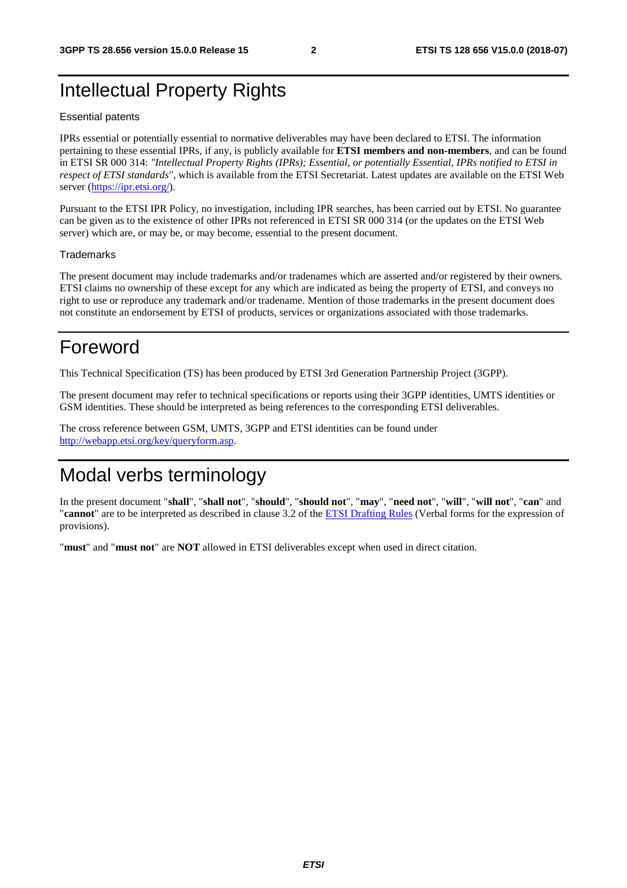# Intellectual Property Rights

## Essential patents

IPRs essential or potentially essential to normative deliverables may have been declared to ETSI. The information pertaining to these essential IPRs, if any, is publicly available for **ETSI members and non-members**, and can be found in ETSI SR 000 314: *"Intellectual Property Rights (IPRs); Essential, or potentially Essential, IPRs notified to ETSI in respect of ETSI standards"*, which is available from the ETSI Secretariat. Latest updates are available on the ETSI Web server (https://ipr.etsi.org/).

Pursuant to the ETSI IPR Policy, no investigation, including IPR searches, has been carried out by ETSI. No guarantee can be given as to the existence of other IPRs not referenced in ETSI SR 000 314 (or the updates on the ETSI Web server) which are, or may be, or may become, essential to the present document.

## Trademarks

The present document may include trademarks and/or tradenames which are asserted and/or registered by their owners. ETSI claims no ownership of these except for any which are indicated as being the property of ETSI, and conveys no right to use or reproduce any trademark and/or tradename. Mention of those trademarks in the present document does not constitute an endorsement by ETSI of products, services or organizations associated with those trademarks.

# Foreword

This Technical Specification (TS) has been produced by ETSI 3rd Generation Partnership Project (3GPP).

The present document may refer to technical specifications or reports using their 3GPP identities, UMTS identities or GSM identities. These should be interpreted as being references to the corresponding ETSI deliverables.

The cross reference between GSM, UMTS, 3GPP and ETSI identities can be found under http://webapp.etsi.org/key/queryform.asp.

# Modal verbs terminology

In the present document "**shall**", "**shall not**", "**should**", "**should not**", "**may**", "**need not**", "**will**", "**will not**", "**can**" and "**cannot**" are to be interpreted as described in clause 3.2 of the ETSI Drafting Rules (Verbal forms for the expression of provisions).

"**must**" and "**must not**" are **NOT** allowed in ETSI deliverables except when used in direct citation.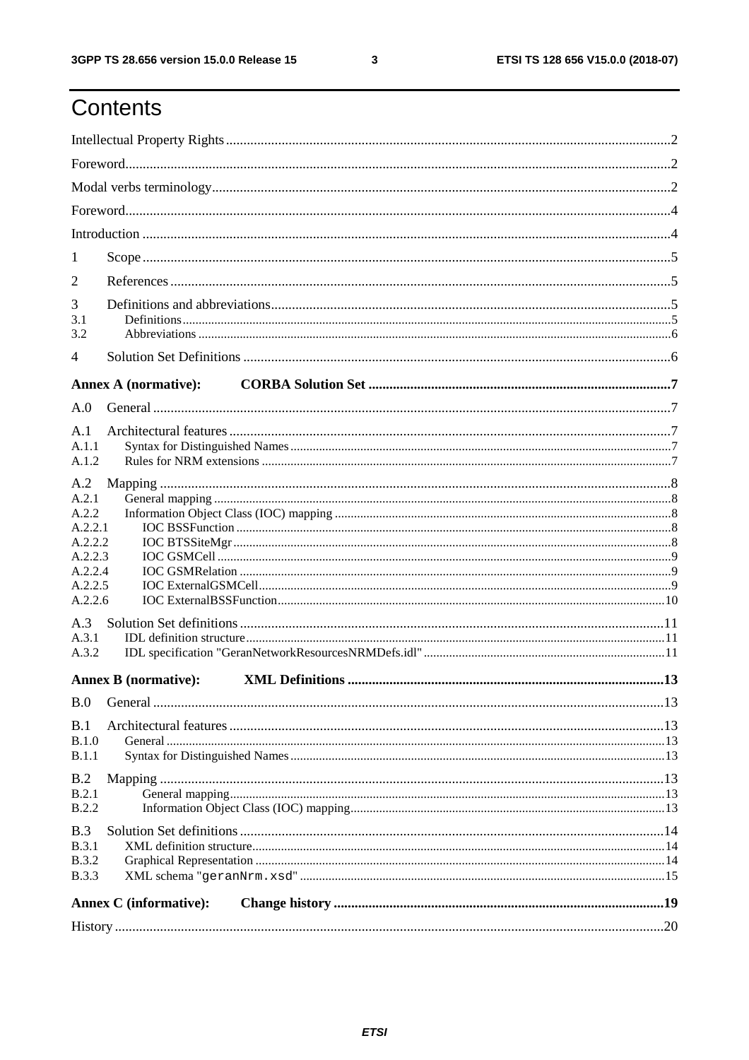# Contents

Intellectual Property Rights ........ 2

Foreword ........ 2

Modal verbs terminology ........ 2

Foreword ........ 4

Introduction ........ 4

1 Scope ........ 5

2 References ........ 5

3 Definitions and abbreviations ........ 5

3.1 Definitions ........ 5

3.2 Abbreviations ........ 6

4 Solution Set Definitions ........ 6

**Annex A (normative): CORBA Solution Set** ........ 7

A.0 General ........ 7

A.1 Architectural features ........ 7

A.1.1 Syntax for Distinguished Names ........ 7

A.1.2 Rules for NRM extensions ........ 7

A.2 Mapping ........ 8

A.2.1 General mapping ........ 8

A.2.2 Information Object Class (IOC) mapping ........ 8

A.2.2.1 IOC BSSFunction ........ 8

A.2.2.2 IOC BTSSiteMgr ........ 8

A.2.2.3 IOC GSMCell ........ 9

A.2.2.4 IOC GSMRelation ........ 9

A.2.2.5 IOC ExternalGSMCell ........ 9

A.2.2.6 IOC ExternalBSSFunction ........ 10

A.3 Solution Set definitions ........ 11

A.3.1 IDL definition structure ........ 11

A.3.2 IDL specification "GeranNetworkResourcesNRMDefs.idl" ........ 11

**Annex B (normative): XML Definitions** ........ 13

B.0 General ........ 13

B.1 Architectural features ........ 13

B.1.0 General ........ 13

B.1.1 Syntax for Distinguished Names ........ 13

B.2 Mapping ........ 13

B.2.1 General mapping ........ 13

B.2.2 Information Object Class (IOC) mapping ........ 13

B.3 Solution Set definitions ........ 14

B.3.1 XML definition structure ........ 14

B.3.2 Graphical Representation ........ 14

B.3.3 XML schema "geranNrm.xsd" ........ 15

**Annex C (informative): Change history** ........ 19

History ........ 20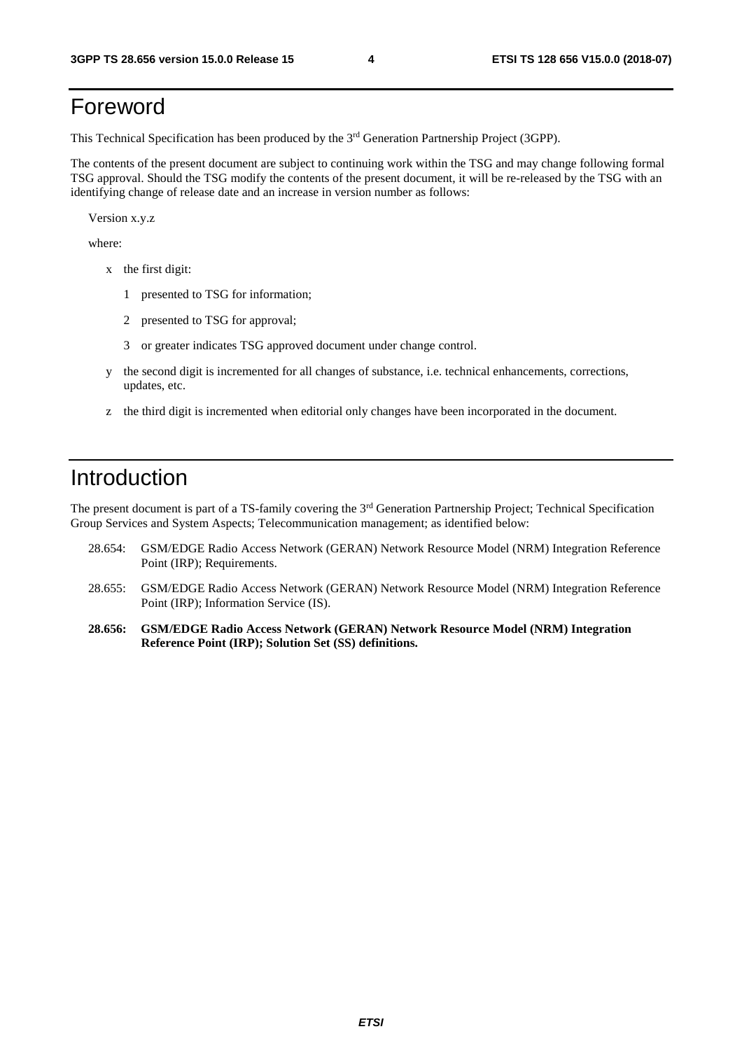# Foreword

This Technical Specification has been produced by the 3rd Generation Partnership Project (3GPP).

The contents of the present document are subject to continuing work within the TSG and may change following formal TSG approval. Should the TSG modify the contents of the present document, it will be re-released by the TSG with an identifying change of release date and an increase in version number as follows:

Version x.y.z

where:

- x the first digit:
  - 1 presented to TSG for information;
  - 2 presented to TSG for approval;
  - 3 or greater indicates TSG approved document under change control.
- y the second digit is incremented for all changes of substance, i.e. technical enhancements, corrections, updates, etc.
- z the third digit is incremented when editorial only changes have been incorporated in the document.

# Introduction

The present document is part of a TS-family covering the 3rd Generation Partnership Project; Technical Specification Group Services and System Aspects; Telecommunication management; as identified below:

28.654: GSM/EDGE Radio Access Network (GERAN) Network Resource Model (NRM) Integration Reference Point (IRP); Requirements.

28.655: GSM/EDGE Radio Access Network (GERAN) Network Resource Model (NRM) Integration Reference Point (IRP); Information Service (IS).

**28.656: GSM/EDGE Radio Access Network (GERAN) Network Resource Model (NRM) Integration Reference Point (IRP); Solution Set (SS) definitions.**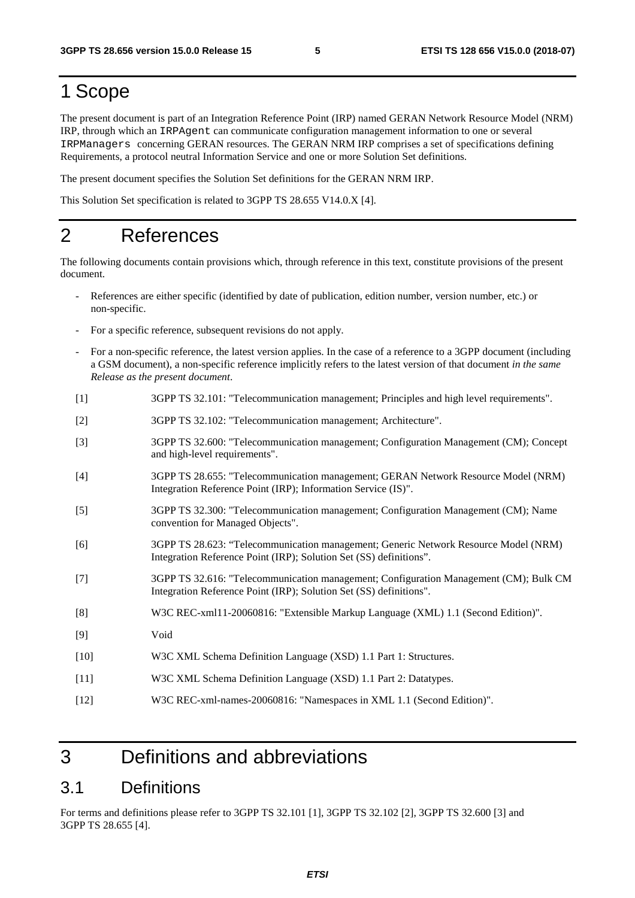# 1 Scope

The present document is part of an Integration Reference Point (IRP) named GERAN Network Resource Model (NRM) IRP, through which an `IRPAgent` can communicate configuration management information to one or several `IRPManagers` concerning GERAN resources. The GERAN NRM IRP comprises a set of specifications defining Requirements, a protocol neutral Information Service and one or more Solution Set definitions.

The present document specifies the Solution Set definitions for the GERAN NRM IRP.

This Solution Set specification is related to 3GPP TS 28.655 V14.0.X [4].

# 2 References

The following documents contain provisions which, through reference in this text, constitute provisions of the present document.

- References are either specific (identified by date of publication, edition number, version number, etc.) or non-specific.
- For a specific reference, subsequent revisions do not apply.
- For a non-specific reference, the latest version applies. In the case of a reference to a 3GPP document (including a GSM document), a non-specific reference implicitly refers to the latest version of that document *in the same Release as the present document*.

[1] 3GPP TS 32.101: "Telecommunication management; Principles and high level requirements".

[2] 3GPP TS 32.102: "Telecommunication management; Architecture".

[3] 3GPP TS 32.600: "Telecommunication management; Configuration Management (CM); Concept and high-level requirements".

[4] 3GPP TS 28.655: "Telecommunication management; GERAN Network Resource Model (NRM) Integration Reference Point (IRP); Information Service (IS)".

[5] 3GPP TS 32.300: "Telecommunication management; Configuration Management (CM); Name convention for Managed Objects".

[6] 3GPP TS 28.623: "Telecommunication management; Generic Network Resource Model (NRM) Integration Reference Point (IRP); Solution Set (SS) definitions".

[7] 3GPP TS 32.616: "Telecommunication management; Configuration Management (CM); Bulk CM Integration Reference Point (IRP); Solution Set (SS) definitions".

[8] W3C REC-xml11-20060816: "Extensible Markup Language (XML) 1.1 (Second Edition)".

[9] Void

[10] W3C XML Schema Definition Language (XSD) 1.1 Part 1: Structures.

[11] W3C XML Schema Definition Language (XSD) 1.1 Part 2: Datatypes.

[12] W3C REC-xml-names-20060816: "Namespaces in XML 1.1 (Second Edition)".

# 3 Definitions and abbreviations

## 3.1 Definitions

For terms and definitions please refer to 3GPP TS 32.101 [1], 3GPP TS 32.102 [2], 3GPP TS 32.600 [3] and 3GPP TS 28.655 [4].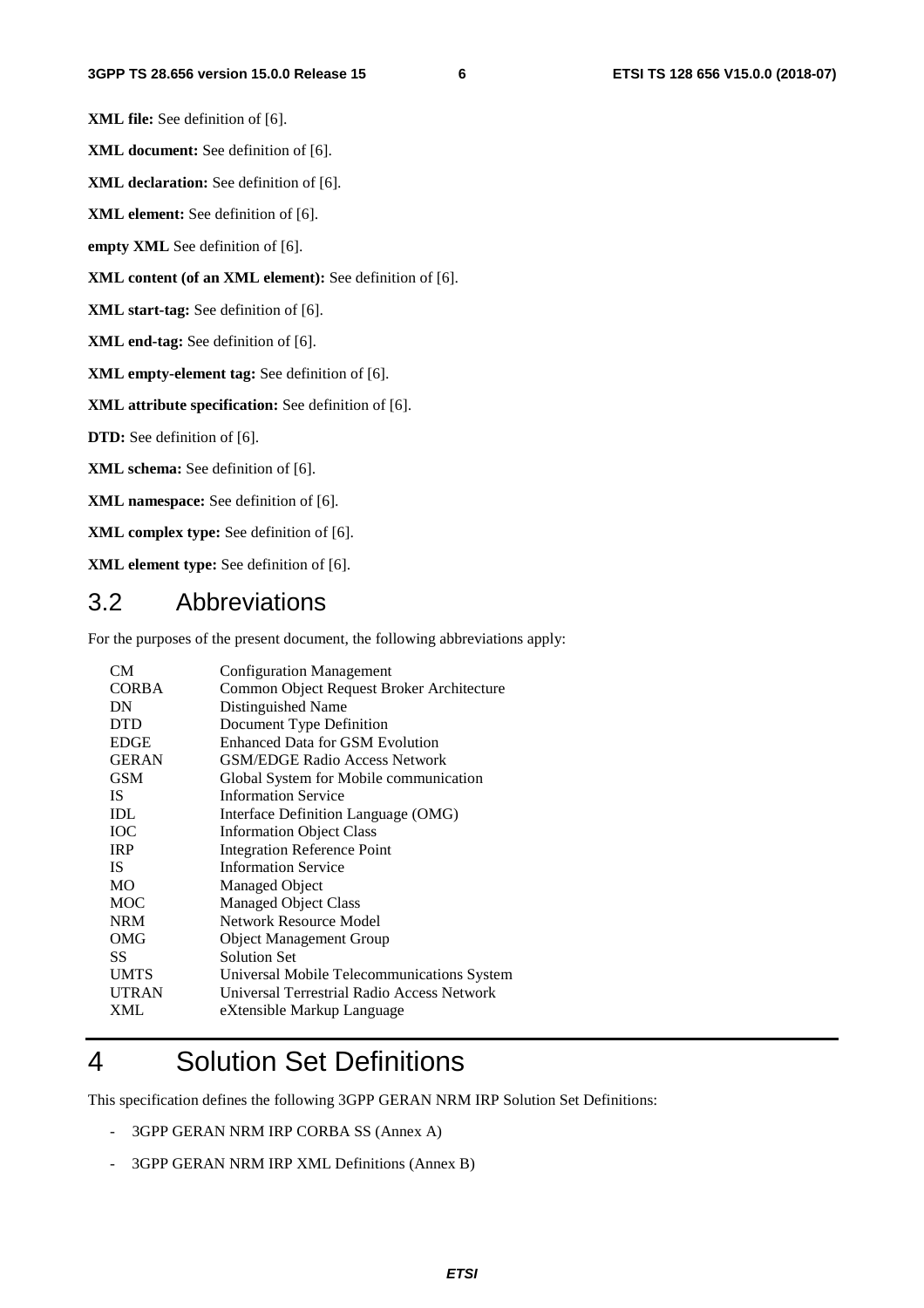**XML file:** See definition of [6].

**XML document:** See definition of [6].

**XML declaration:** See definition of [6].

**XML element:** See definition of [6].

**empty XML** See definition of [6].

**XML content (of an XML element):** See definition of [6].

**XML start-tag:** See definition of [6].

**XML end-tag:** See definition of [6].

**XML empty-element tag:** See definition of [6].

**XML attribute specification:** See definition of [6].

**DTD:** See definition of [6].

**XML schema:** See definition of [6].

**XML namespace:** See definition of [6].

**XML complex type:** See definition of [6].

**XML element type:** See definition of [6].

## 3.2 Abbreviations

For the purposes of the present document, the following abbreviations apply:

| | |
|---|---|
| CM | Configuration Management |
| CORBA | Common Object Request Broker Architecture |
| DN | Distinguished Name |
| DTD | Document Type Definition |
| EDGE | Enhanced Data for GSM Evolution |
| GERAN | GSM/EDGE Radio Access Network |
| GSM | Global System for Mobile communication |
| IS | Information Service |
| IDL | Interface Definition Language (OMG) |
| IOC | Information Object Class |
| IRP | Integration Reference Point |
| IS | Information Service |
| MO | Managed Object |
| MOC | Managed Object Class |
| NRM | Network Resource Model |
| OMG | Object Management Group |
| SS | Solution Set |
| UMTS | Universal Mobile Telecommunications System |
| UTRAN | Universal Terrestrial Radio Access Network |
| XML | eXtensible Markup Language |

# 4 Solution Set Definitions

This specification defines the following 3GPP GERAN NRM IRP Solution Set Definitions:

- 3GPP GERAN NRM IRP CORBA SS (Annex A)
- 3GPP GERAN NRM IRP XML Definitions (Annex B)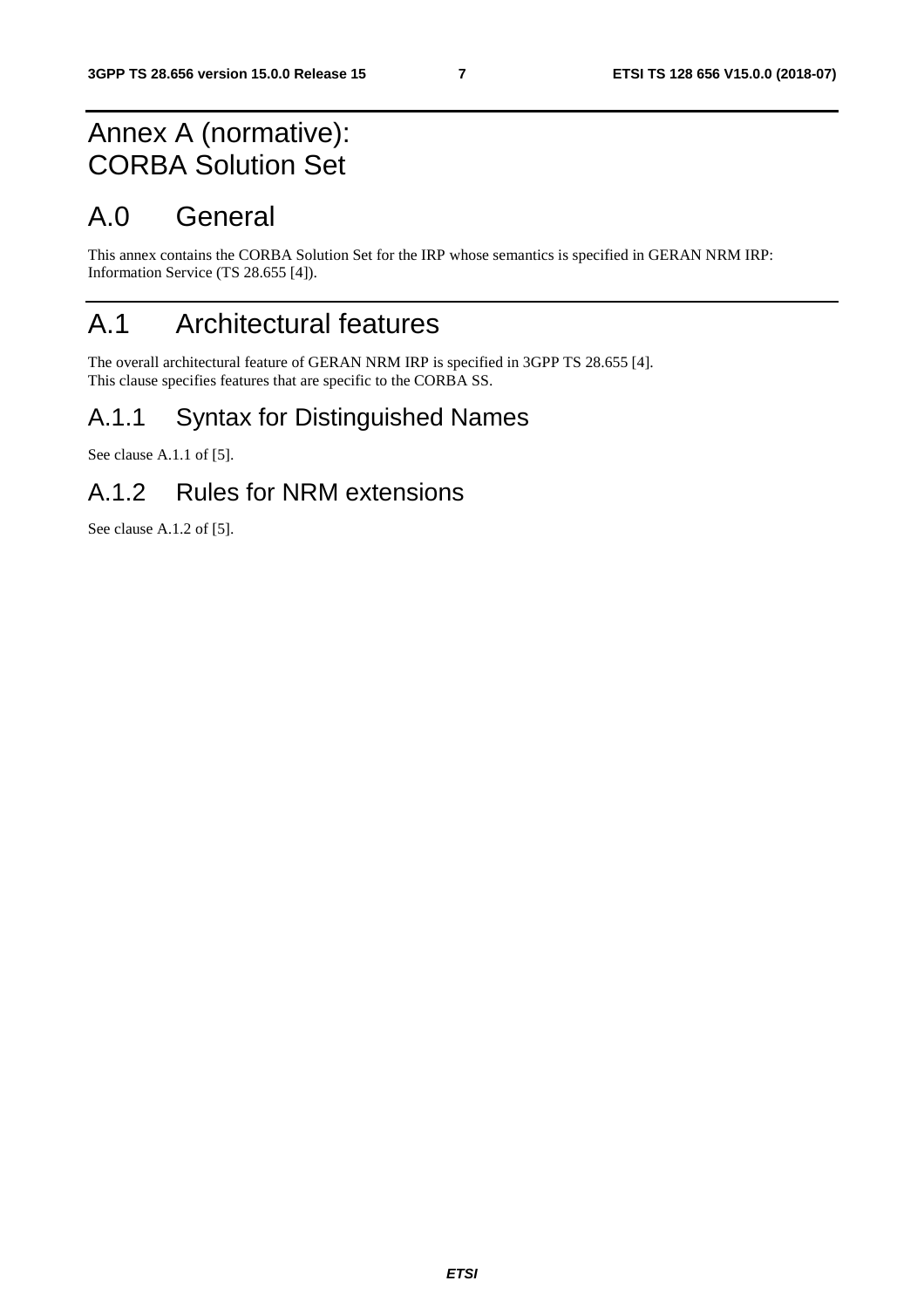# Annex A (normative): CORBA Solution Set

# A.0 General

This annex contains the CORBA Solution Set for the IRP whose semantics is specified in GERAN NRM IRP: Information Service (TS 28.655 [4]).

# A.1 Architectural features

The overall architectural feature of GERAN NRM IRP is specified in 3GPP TS 28.655 [4].
This clause specifies features that are specific to the CORBA SS.

## A.1.1 Syntax for Distinguished Names

See clause A.1.1 of [5].

## A.1.2 Rules for NRM extensions

See clause A.1.2 of [5].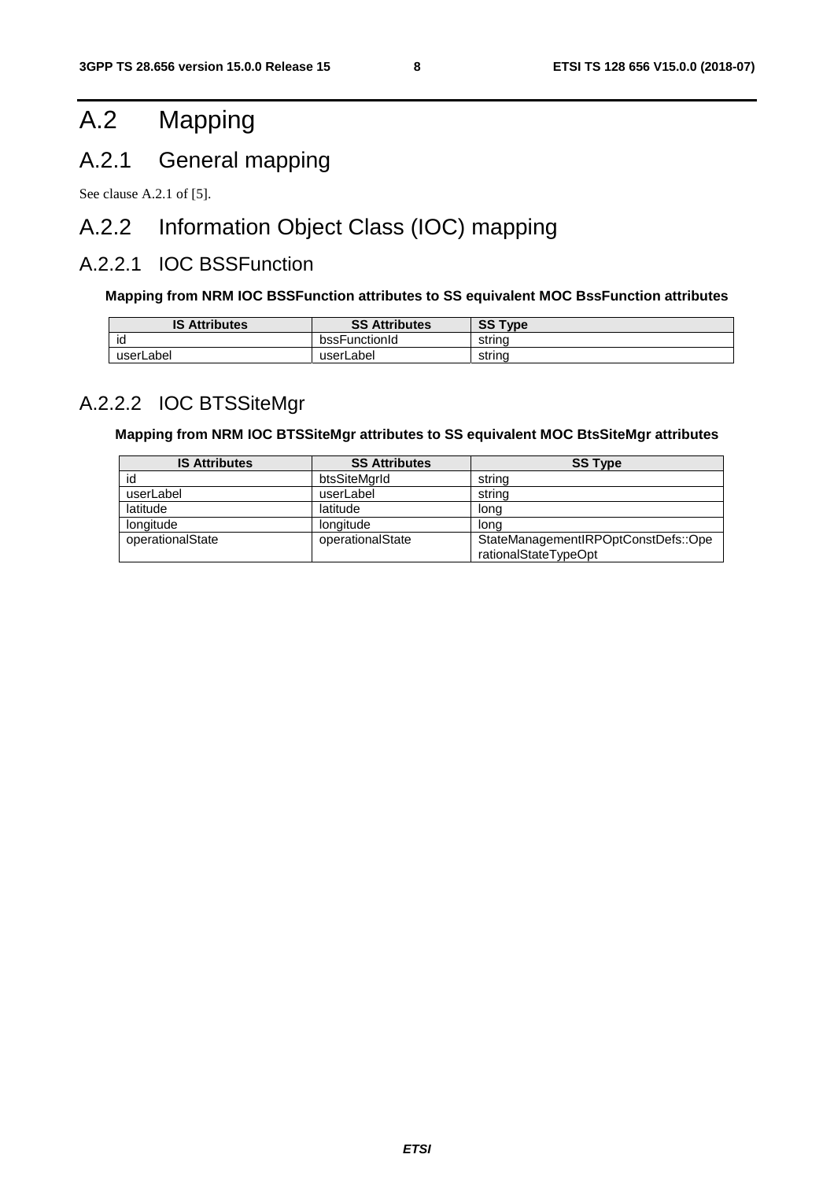# A.2 Mapping

## A.2.1 General mapping

See clause A.2.1 of [5].

## A.2.2 Information Object Class (IOC) mapping

### A.2.2.1 IOC BSSFunction

**Mapping from NRM IOC BSSFunction attributes to SS equivalent MOC BssFunction attributes**

| IS Attributes | SS Attributes | SS Type |
|---|---|---|
| id | bssFunctionId | string |
| userLabel | userLabel | string |

### A.2.2.2 IOC BTSSiteMgr

**Mapping from NRM IOC BTSSiteMgr attributes to SS equivalent MOC BtsSiteMgr attributes**

| IS Attributes | SS Attributes | SS Type |
|---|---|---|
| id | btsSiteMgrId | string |
| userLabel | userLabel | string |
| latitude | latitude | long |
| longitude | longitude | long |
| operationalState | operationalState | StateManagementIRPOptConstDefs::OperationalStateTypeOpt |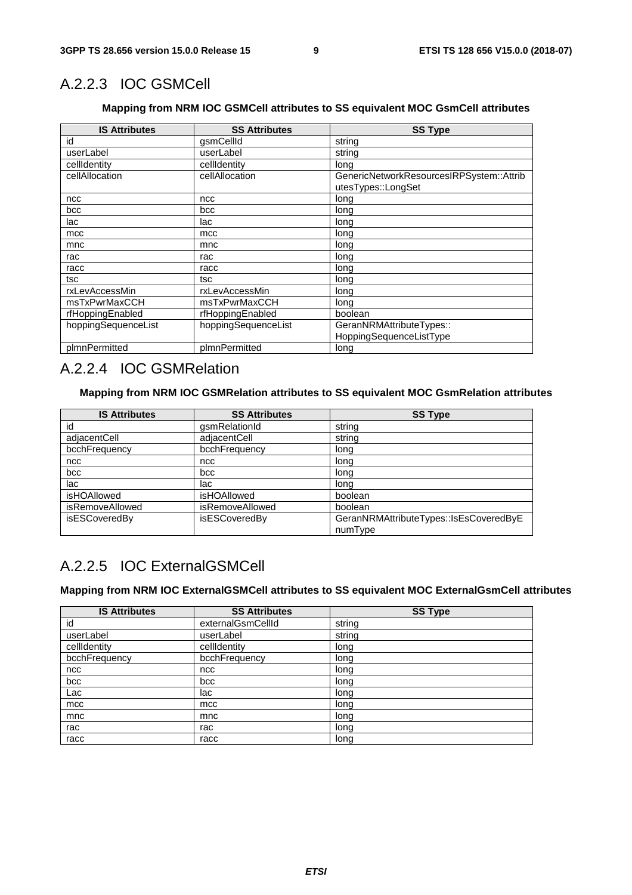## A.2.2.3 IOC GSMCell

**Mapping from NRM IOC GSMCell attributes to SS equivalent MOC GsmCell attributes**

| IS Attributes | SS Attributes | SS Type |
|---|---|---|
| id | gsmCellId | string |
| userLabel | userLabel | string |
| cellIdentity | cellIdentity | long |
| cellAllocation | cellAllocation | GenericNetworkResourcesIRPSystem::AttributesTypes::LongSet |
| ncc | ncc | long |
| bcc | bcc | long |
| lac | lac | long |
| mcc | mcc | long |
| mnc | mnc | long |
| rac | rac | long |
| racc | racc | long |
| tsc | tsc | long |
| rxLevAccessMin | rxLevAccessMin | long |
| msTxPwrMaxCCH | msTxPwrMaxCCH | long |
| rfHoppingEnabled | rfHoppingEnabled | boolean |
| hoppingSequenceList | hoppingSequenceList | GeranNRMAttributeTypes:: HoppingSequenceListType |
| plmnPermitted | plmnPermitted | long |

## A.2.2.4 IOC GSMRelation

**Mapping from NRM IOC GSMRelation attributes to SS equivalent MOC GsmRelation attributes**

| IS Attributes | SS Attributes | SS Type |
|---|---|---|
| id | gsmRelationId | string |
| adjacentCell | adjacentCell | string |
| bcchFrequency | bcchFrequency | long |
| ncc | ncc | long |
| bcc | bcc | long |
| lac | lac | long |
| isHOAllowed | isHOAllowed | boolean |
| isRemoveAllowed | isRemoveAllowed | boolean |
| isESCoveredBy | isESCoveredBy | GeranNRMAttributeTypes::IsEsCoveredByEnumType |

## A.2.2.5 IOC ExternalGSMCell

**Mapping from NRM IOC ExternalGSMCell attributes to SS equivalent MOC ExternalGsmCell attributes**

| IS Attributes | SS Attributes | SS Type |
|---|---|---|
| id | externalGsmCellId | string |
| userLabel | userLabel | string |
| cellIdentity | cellIdentity | long |
| bcchFrequency | bcchFrequency | long |
| ncc | ncc | long |
| bcc | bcc | long |
| Lac | lac | long |
| mcc | mcc | long |
| mnc | mnc | long |
| rac | rac | long |
| racc | racc | long |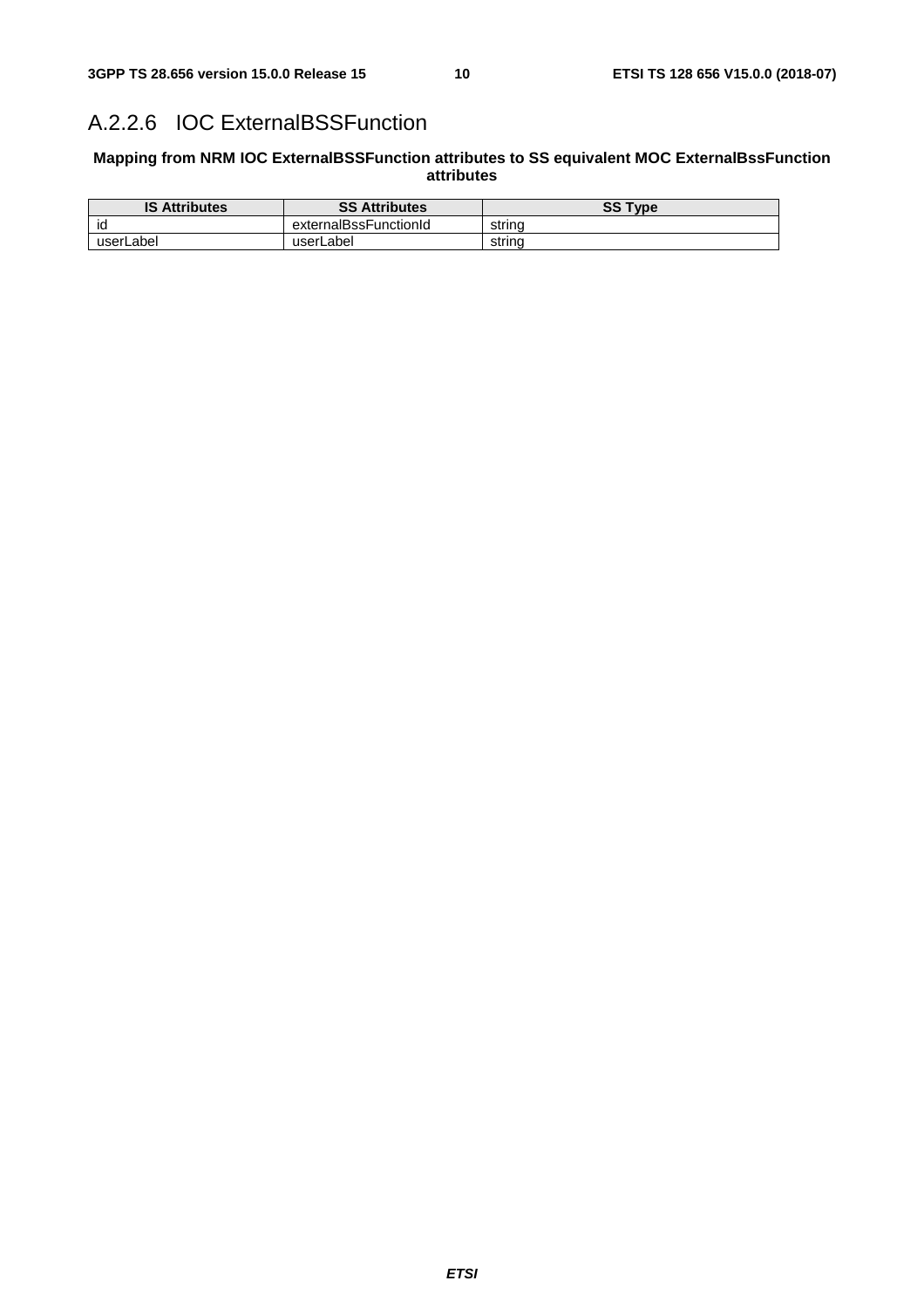## A.2.2.6 IOC ExternalBSSFunction

**Mapping from NRM IOC ExternalBSSFunction attributes to SS equivalent MOC ExternalBssFunction attributes**

| IS Attributes | SS Attributes | SS Type |
|---|---|---|
| id | externalBssFunctionId | string |
| userLabel | userLabel | string |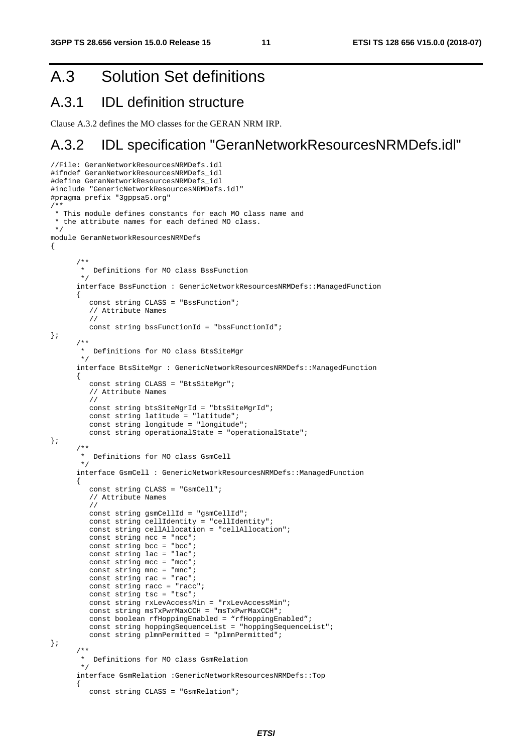# A.3 Solution Set definitions

## A.3.1 IDL definition structure

Clause A.3.2 defines the MO classes for the GERAN NRM IRP.

## A.3.2 IDL specification "GeranNetworkResourcesNRMDefs.idl"

```
//File: GeranNetworkResourcesNRMDefs.idl
#ifndef GeranNetworkResourcesNRMDefs_idl
#define GeranNetworkResourcesNRMDefs_idl
#include "GenericNetworkResourcesNRMDefs.idl"
#pragma prefix "3gppsa5.org"
/**
 * This module defines constants for each MO class name and
 * the attribute names for each defined MO class.
 */
module GeranNetworkResourcesNRMDefs
{

      /**
       *  Definitions for MO class BssFunction
       */
      interface BssFunction : GenericNetworkResourcesNRMDefs::ManagedFunction
      {
         const string CLASS = "BssFunction";
         // Attribute Names
         //
         const string bssFunctionId = "bssFunctionId";
};
      /**
       *  Definitions for MO class BtsSiteMgr
       */
      interface BtsSiteMgr : GenericNetworkResourcesNRMDefs::ManagedFunction
      {
         const string CLASS = "BtsSiteMgr";
         // Attribute Names
         //
         const string btsSiteMgrId = "btsSiteMgrId";
         const string latitude = "latitude";
         const string longitude = "longitude";
         const string operationalState = "operationalState";
};
      /**
       *  Definitions for MO class GsmCell
       */
      interface GsmCell : GenericNetworkResourcesNRMDefs::ManagedFunction
      {
         const string CLASS = "GsmCell";
         // Attribute Names
         //
         const string gsmCellId = "gsmCellId";
         const string cellIdentity = "cellIdentity";
         const string cellAllocation = "cellAllocation";
         const string ncc = "ncc";
         const string bcc = "bcc";
         const string lac = "lac";
         const string mcc = "mcc";
         const string mnc = "mnc";
         const string rac = "rac";
         const string racc = "racc";
         const string tsc = "tsc";
         const string rxLevAccessMin = "rxLevAccessMin";
         const string msTxPwrMaxCCH = "msTxPwrMaxCCH";
         const boolean rfHoppingEnabled = "rfHoppingEnabled";
         const string hoppingSequenceList = "hoppingSequenceList";
         const string plmnPermitted = "plmnPermitted";
};
      /**
       *  Definitions for MO class GsmRelation
       */
      interface GsmRelation :GenericNetworkResourcesNRMDefs::Top
      {
         const string CLASS = "GsmRelation";
```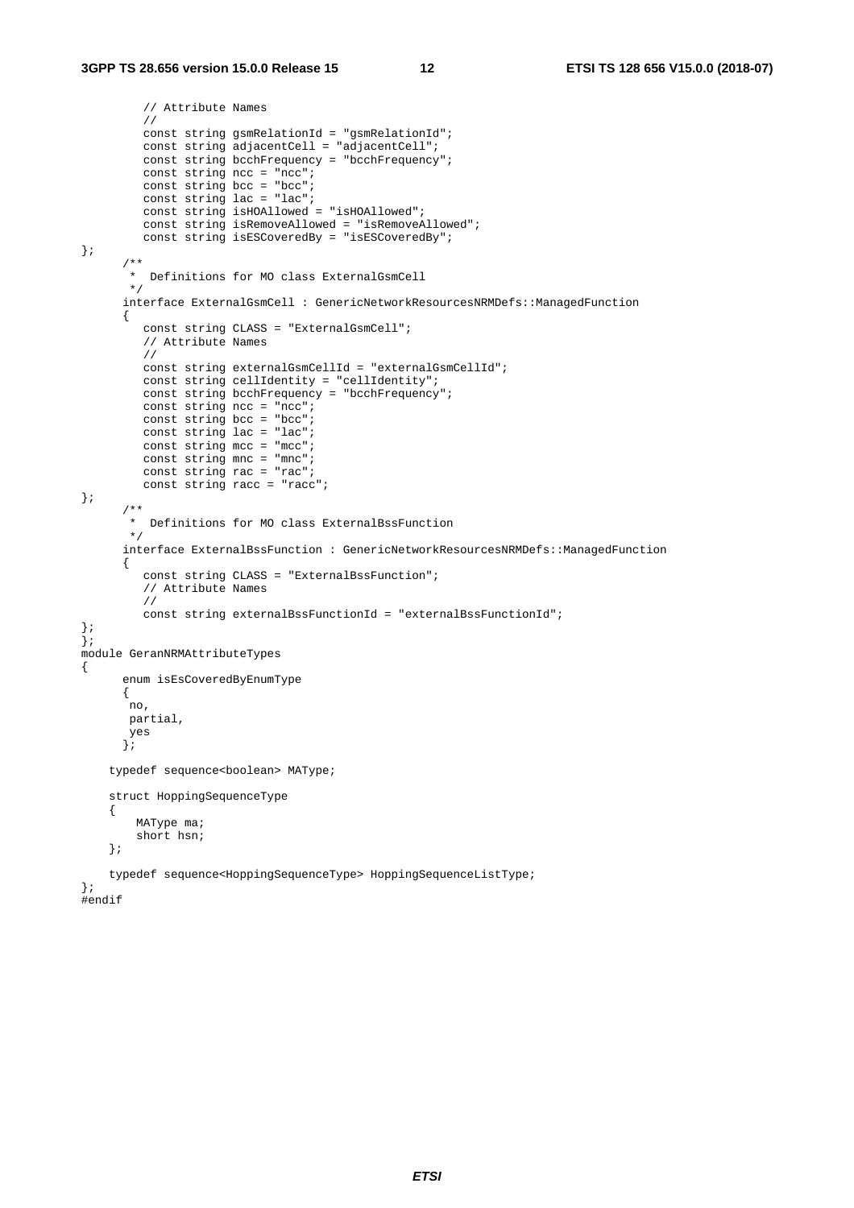```
         // Attribute Names
         //
         const string gsmRelationId = "gsmRelationId";
         const string adjacentCell = "adjacentCell";
         const string bcchFrequency = "bcchFrequency";
         const string ncc = "ncc";
         const string bcc = "bcc";
         const string lac = "lac";
         const string isHOAllowed = "isHOAllowed";
         const string isRemoveAllowed = "isRemoveAllowed";
         const string isESCoveredBy = "isESCoveredBy";
};
      /**
       *  Definitions for MO class ExternalGsmCell
       */
      interface ExternalGsmCell : GenericNetworkResourcesNRMDefs::ManagedFunction
      {
         const string CLASS = "ExternalGsmCell";
         // Attribute Names
         //
         const string externalGsmCellId = "externalGsmCellId";
         const string cellIdentity = "cellIdentity";
         const string bcchFrequency = "bcchFrequency";
         const string ncc = "ncc";
         const string bcc = "bcc";
         const string lac = "lac";
         const string mcc = "mcc";
         const string mnc = "mnc";
         const string rac = "rac";
         const string racc = "racc";
};
      /**
       *  Definitions for MO class ExternalBssFunction
       */
      interface ExternalBssFunction : GenericNetworkResourcesNRMDefs::ManagedFunction
      {
         const string CLASS = "ExternalBssFunction";
         // Attribute Names
         //
         const string externalBssFunctionId = "externalBssFunctionId";
};
};
module GeranNRMAttributeTypes
{
      enum isEsCoveredByEnumType
      {
       no,
       partial,
       yes
      };

    typedef sequence<boolean> MAType;

    struct HoppingSequenceType
    {
        MAType ma;
        short hsn;
    };

    typedef sequence<HoppingSequenceType> HoppingSequenceListType;
};
#endif
```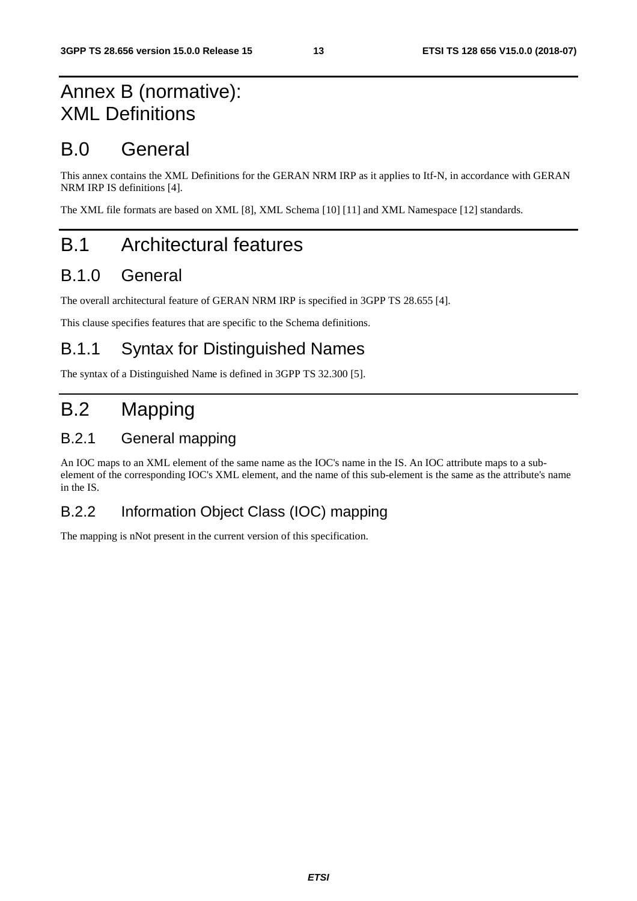# Annex B (normative): XML Definitions

# B.0 General

This annex contains the XML Definitions for the GERAN NRM IRP as it applies to Itf-N, in accordance with GERAN NRM IRP IS definitions [4].

The XML file formats are based on XML [8], XML Schema [10] [11] and XML Namespace [12] standards.

# B.1 Architectural features

## B.1.0 General

The overall architectural feature of GERAN NRM IRP is specified in 3GPP TS 28.655 [4].

This clause specifies features that are specific to the Schema definitions.

## B.1.1 Syntax for Distinguished Names

The syntax of a Distinguished Name is defined in 3GPP TS 32.300 [5].

# B.2 Mapping

## B.2.1 General mapping

An IOC maps to an XML element of the same name as the IOC's name in the IS. An IOC attribute maps to a sub-element of the corresponding IOC's XML element, and the name of this sub-element is the same as the attribute's name in the IS.

## B.2.2 Information Object Class (IOC) mapping

The mapping is nNot present in the current version of this specification.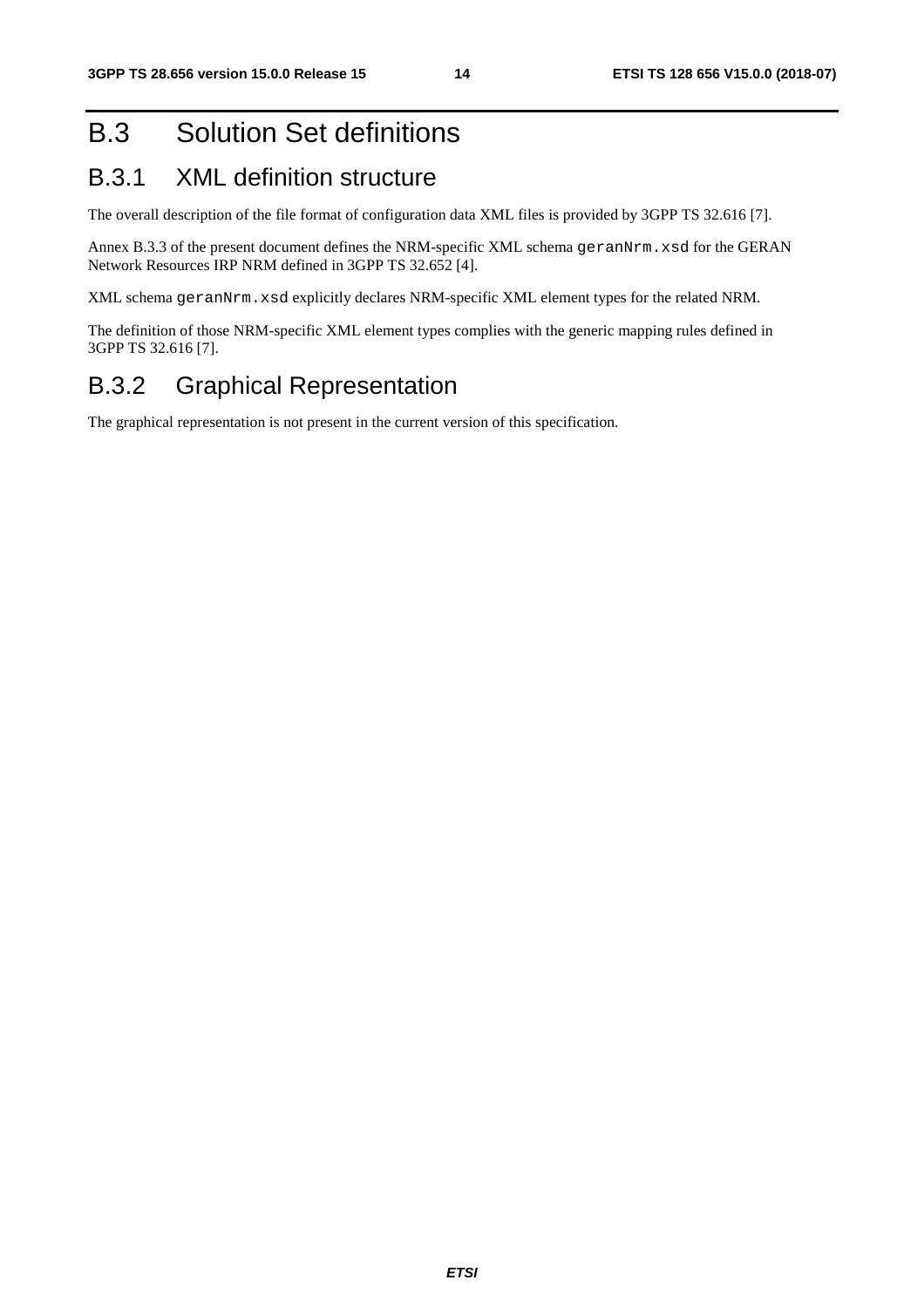# B.3 Solution Set definitions

## B.3.1 XML definition structure

The overall description of the file format of configuration data XML files is provided by 3GPP TS 32.616 [7].

Annex B.3.3 of the present document defines the NRM-specific XML schema `geranNrm.xsd` for the GERAN Network Resources IRP NRM defined in 3GPP TS 32.652 [4].

XML schema `geranNrm.xsd` explicitly declares NRM-specific XML element types for the related NRM.

The definition of those NRM-specific XML element types complies with the generic mapping rules defined in 3GPP TS 32.616 [7].

## B.3.2 Graphical Representation

The graphical representation is not present in the current version of this specification.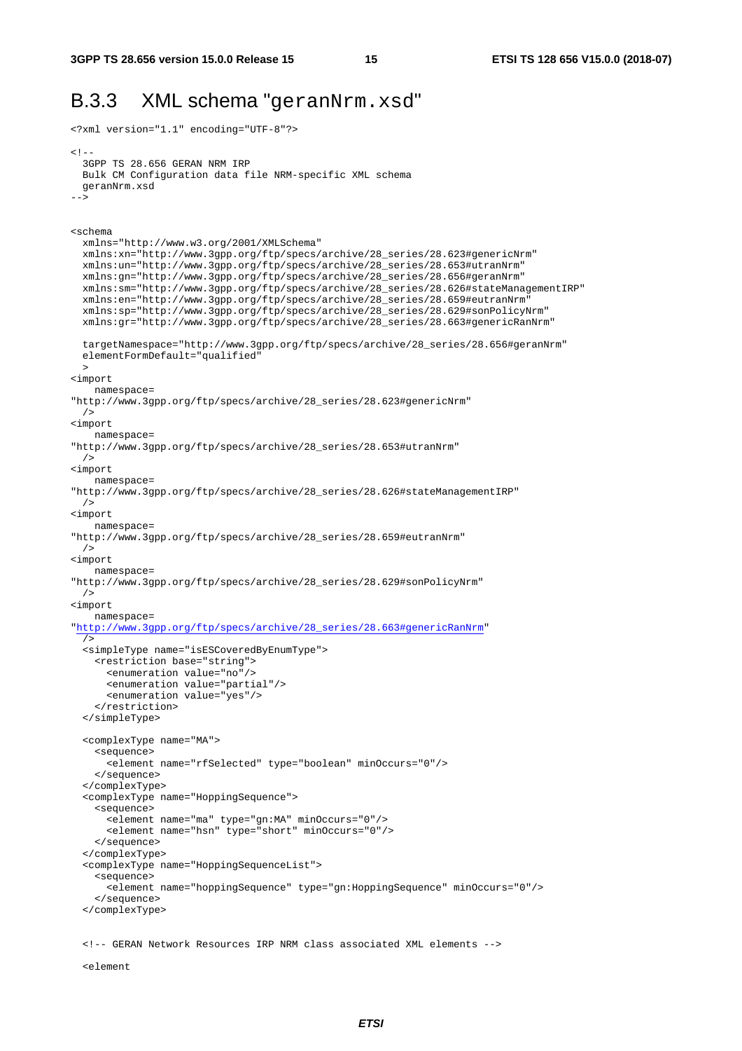## B.3.3 XML schema "geranNrm.xsd"

```
<?xml version="1.1" encoding="UTF-8"?>

<!--
  3GPP TS 28.656 GERAN NRM IRP
  Bulk CM Configuration data file NRM-specific XML schema
  geranNrm.xsd
-->


<schema
  xmlns="http://www.w3.org/2001/XMLSchema"
  xmlns:xn="http://www.3gpp.org/ftp/specs/archive/28_series/28.623#genericNrm"
  xmlns:un="http://www.3gpp.org/ftp/specs/archive/28_series/28.653#utranNrm"
  xmlns:gn="http://www.3gpp.org/ftp/specs/archive/28_series/28.656#geranNrm"
  xmlns:sm="http://www.3gpp.org/ftp/specs/archive/28_series/28.626#stateManagementIRP"
  xmlns:en="http://www.3gpp.org/ftp/specs/archive/28_series/28.659#eutranNrm"
  xmlns:sp="http://www.3gpp.org/ftp/specs/archive/28_series/28.629#sonPolicyNrm"
  xmlns:gr="http://www.3gpp.org/ftp/specs/archive/28_series/28.663#genericRanNrm"

  targetNamespace="http://www.3gpp.org/ftp/specs/archive/28_series/28.656#geranNrm"
  elementFormDefault="qualified"
  >
<import
    namespace=
"http://www.3gpp.org/ftp/specs/archive/28_series/28.623#genericNrm"
  />
<import
    namespace=
"http://www.3gpp.org/ftp/specs/archive/28_series/28.653#utranNrm"
  />
<import
    namespace=
"http://www.3gpp.org/ftp/specs/archive/28_series/28.626#stateManagementIRP"
  />
<import
    namespace=
"http://www.3gpp.org/ftp/specs/archive/28_series/28.659#eutranNrm"
  />
<import
    namespace=
"http://www.3gpp.org/ftp/specs/archive/28_series/28.629#sonPolicyNrm"
  />
<import
    namespace=
"http://www.3gpp.org/ftp/specs/archive/28_series/28.663#genericRanNrm"
  />
  <simpleType name="isESCoveredByEnumType">
    <restriction base="string">
      <enumeration value="no"/>
      <enumeration value="partial"/>
      <enumeration value="yes"/>
    </restriction>
  </simpleType>

  <complexType name="MA">
    <sequence>
      <element name="rfSelected" type="boolean" minOccurs="0"/>
    </sequence>
  </complexType>
  <complexType name="HoppingSequence">
    <sequence>
      <element name="ma" type="gn:MA" minOccurs="0"/>
      <element name="hsn" type="short" minOccurs="0"/>
    </sequence>
  </complexType>
  <complexType name="HoppingSequenceList">
    <sequence>
      <element name="hoppingSequence" type="gn:HoppingSequence" minOccurs="0"/>
    </sequence>
  </complexType>


  <!-- GERAN Network Resources IRP NRM class associated XML elements -->

  <element
```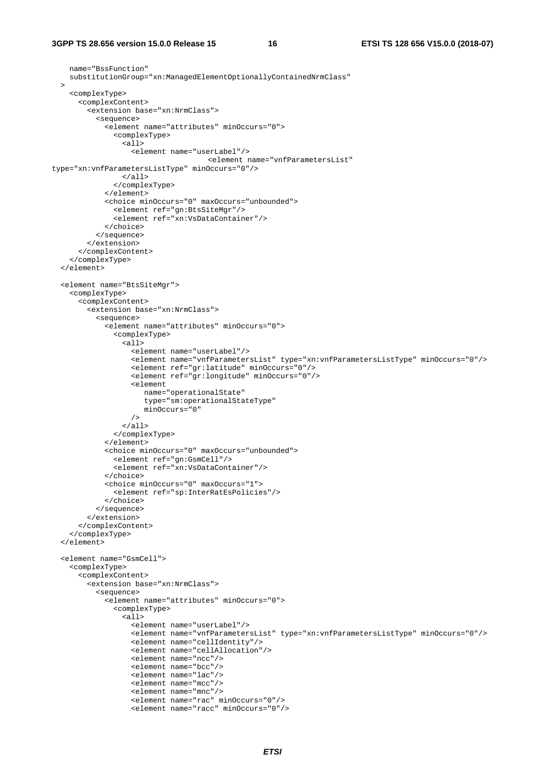```
    name="BssFunction"
    substitutionGroup="xn:ManagedElementOptionallyContainedNrmClass"
  >
    <complexType>
      <complexContent>
        <extension base="xn:NrmClass">
          <sequence>
            <element name="attributes" minOccurs="0">
              <complexType>
                <all>
                  <element name="userLabel"/>
                                    <element name="vnfParametersList"
type="xn:vnfParametersListType" minOccurs="0"/>
                </all>
              </complexType>
            </element>
            <choice minOccurs="0" maxOccurs="unbounded">
              <element ref="gn:BtsSiteMgr"/>
              <element ref="xn:VsDataContainer"/>
            </choice>
          </sequence>
        </extension>
      </complexContent>
    </complexType>
  </element>

  <element name="BtsSiteMgr">
    <complexType>
      <complexContent>
        <extension base="xn:NrmClass">
          <sequence>
            <element name="attributes" minOccurs="0">
              <complexType>
                <all>
                  <element name="userLabel"/>
                  <element name="vnfParametersList" type="xn:vnfParametersListType" minOccurs="0"/>
                  <element ref="gr:latitude" minOccurs="0"/>
                  <element ref="gr:longitude" minOccurs="0"/>
                  <element
                     name="operationalState"
                     type="sm:operationalStateType"
                     minOccurs="0"
                  />
                </all>
              </complexType>
            </element>
            <choice minOccurs="0" maxOccurs="unbounded">
              <element ref="gn:GsmCell"/>
              <element ref="xn:VsDataContainer"/>
            </choice>
            <choice minOccurs="0" maxOccurs="1">
              <element ref="sp:InterRatEsPolicies"/>
            </choice>
          </sequence>
        </extension>
      </complexContent>
    </complexType>
  </element>

  <element name="GsmCell">
    <complexType>
      <complexContent>
        <extension base="xn:NrmClass">
          <sequence>
            <element name="attributes" minOccurs="0">
              <complexType>
                <all>
                  <element name="userLabel"/>
                  <element name="vnfParametersList" type="xn:vnfParametersListType" minOccurs="0"/>
                  <element name="cellIdentity"/>
                  <element name="cellAllocation"/>
                  <element name="ncc"/>
                  <element name="bcc"/>
                  <element name="lac"/>
                  <element name="mcc"/>
                  <element name="mnc"/>
                  <element name="rac" minOccurs="0"/>
                  <element name="racc" minOccurs="0"/>
```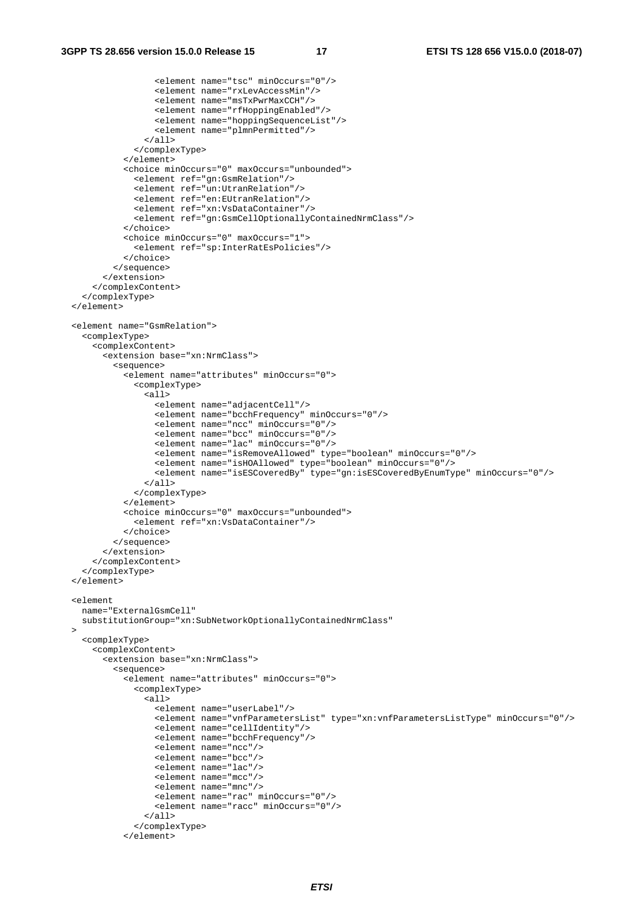```
                <element name="tsc" minOccurs="0"/>
                <element name="rxLevAccessMin"/>
                <element name="msTxPwrMaxCCH"/>
                <element name="rfHoppingEnabled"/>
                <element name="hoppingSequenceList"/>
                <element name="plmnPermitted"/>
              </all>
            </complexType>
          </element>
          <choice minOccurs="0" maxOccurs="unbounded">
            <element ref="gn:GsmRelation"/>
            <element ref="un:UtranRelation"/>
            <element ref="en:EUtranRelation"/>
            <element ref="xn:VsDataContainer"/>
            <element ref="gn:GsmCellOptionallyContainedNrmClass"/>
          </choice>
          <choice minOccurs="0" maxOccurs="1">
            <element ref="sp:InterRatEsPolicies"/>
          </choice>
        </sequence>
      </extension>
    </complexContent>
  </complexType>
</element>

<element name="GsmRelation">
  <complexType>
    <complexContent>
      <extension base="xn:NrmClass">
        <sequence>
          <element name="attributes" minOccurs="0">
            <complexType>
              <all>
                <element name="adjacentCell"/>
                <element name="bcchFrequency" minOccurs="0"/>
                <element name="ncc" minOccurs="0"/>
                <element name="bcc" minOccurs="0"/>
                <element name="lac" minOccurs="0"/>
                <element name="isRemoveAllowed" type="boolean" minOccurs="0"/>
                <element name="isHOAllowed" type="boolean" minOccurs="0"/>
                <element name="isESCoveredBy" type="gn:isESCoveredByEnumType" minOccurs="0"/>
              </all>
            </complexType>
          </element>
          <choice minOccurs="0" maxOccurs="unbounded">
            <element ref="xn:VsDataContainer"/>
          </choice>
        </sequence>
      </extension>
    </complexContent>
  </complexType>
</element>

<element
  name="ExternalGsmCell"
  substitutionGroup="xn:SubNetworkOptionallyContainedNrmClass"
>
  <complexType>
    <complexContent>
      <extension base="xn:NrmClass">
        <sequence>
          <element name="attributes" minOccurs="0">
            <complexType>
              <all>
                <element name="userLabel"/>
                <element name="vnfParametersList" type="xn:vnfParametersListType" minOccurs="0"/>
                <element name="cellIdentity"/>
                <element name="bcchFrequency"/>
                <element name="ncc"/>
                <element name="bcc"/>
                <element name="lac"/>
                <element name="mcc"/>
                <element name="mnc"/>
                <element name="rac" minOccurs="0"/>
                <element name="racc" minOccurs="0"/>
              </all>
            </complexType>
          </element>
```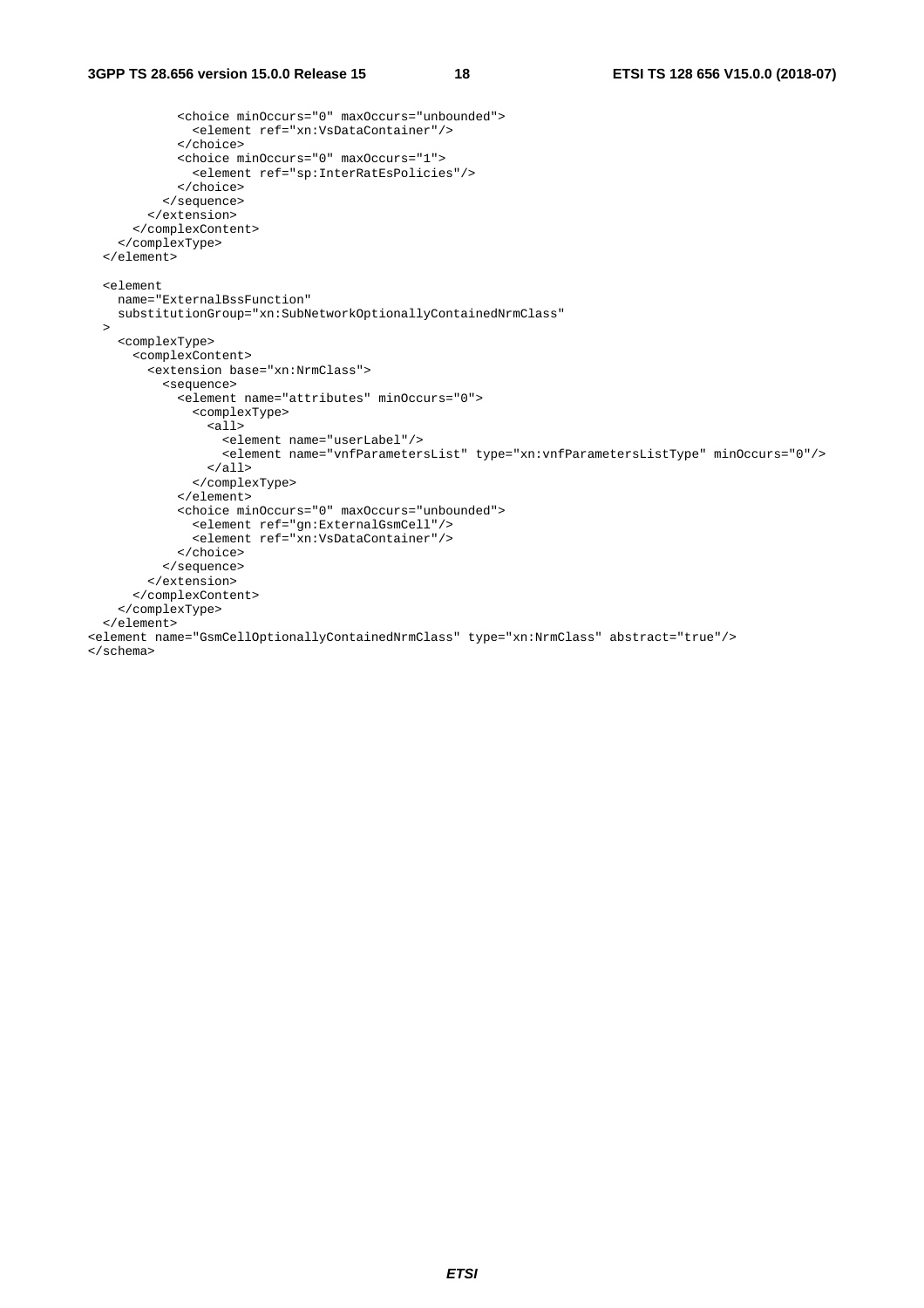```
            <choice minOccurs="0" maxOccurs="unbounded">
              <element ref="xn:VsDataContainer"/>
            </choice>
            <choice minOccurs="0" maxOccurs="1">
              <element ref="sp:InterRatEsPolicies"/>
            </choice>
          </sequence>
        </extension>
      </complexContent>
    </complexType>
  </element>

  <element
    name="ExternalBssFunction"
    substitutionGroup="xn:SubNetworkOptionallyContainedNrmClass"
  >
    <complexType>
      <complexContent>
        <extension base="xn:NrmClass">
          <sequence>
            <element name="attributes" minOccurs="0">
              <complexType>
                <all>
                  <element name="userLabel"/>
                  <element name="vnfParametersList" type="xn:vnfParametersListType" minOccurs="0"/>
                </all>
              </complexType>
            </element>
            <choice minOccurs="0" maxOccurs="unbounded">
              <element ref="gn:ExternalGsmCell"/>
              <element ref="xn:VsDataContainer"/>
            </choice>
          </sequence>
        </extension>
      </complexContent>
    </complexType>
  </element>
<element name="GsmCellOptionallyContainedNrmClass" type="xn:NrmClass" abstract="true"/>
</schema>
```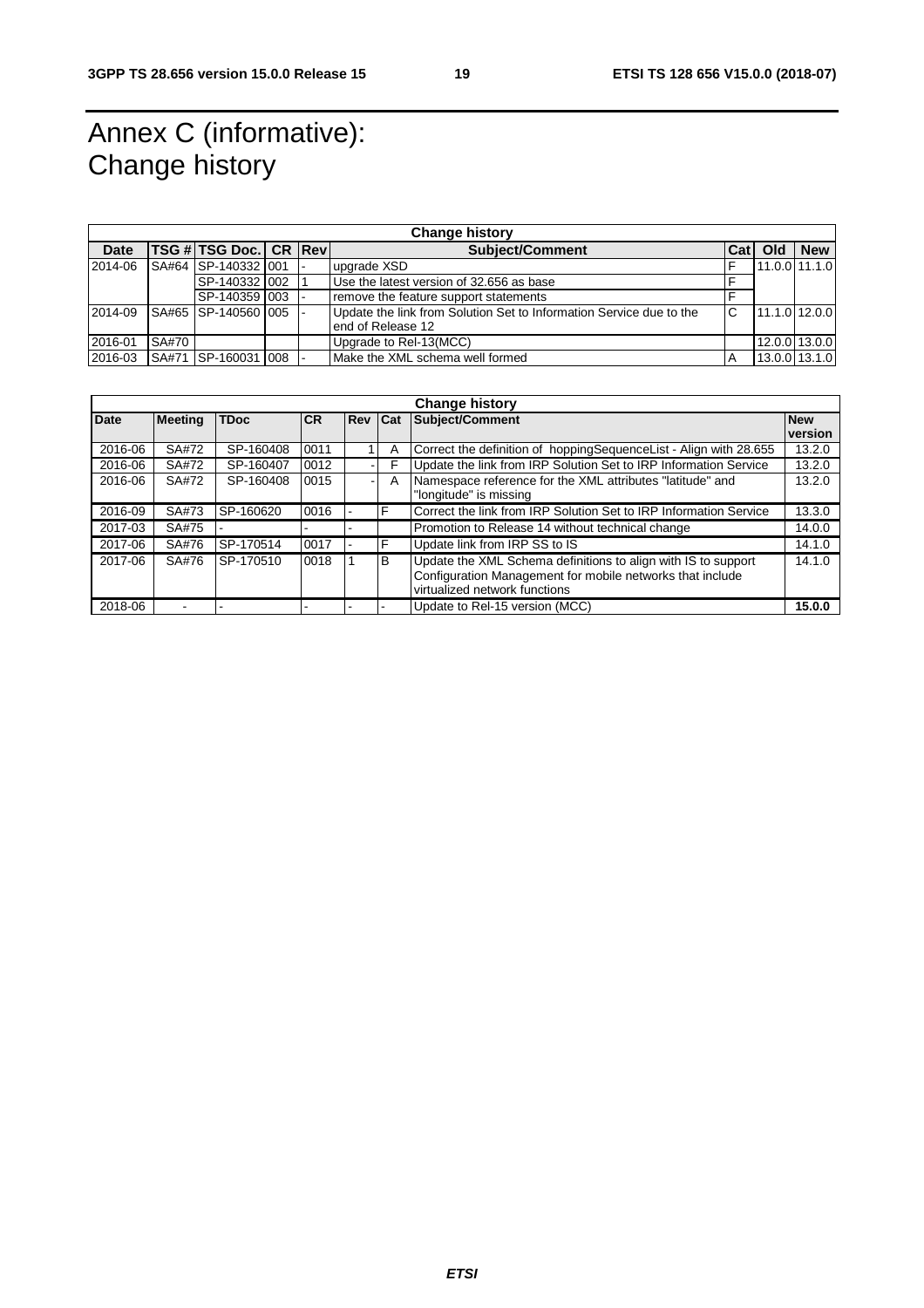# Annex C (informative): Change history

| Change history | | | | | | | | |
|---|---|---|---|---|---|---|---|---|
| **Date** | **TSG #** | **TSG Doc.** | **CR** | **Rev** | **Subject/Comment** | **Cat** | **Old** | **New** |
| 2014-06 | SA#64 | SP-140332 | 001 | - | upgrade XSD | F | 11.0.0 | 11.1.0 |
| | | SP-140332 | 002 | 1 | Use the latest version of 32.656 as base | F | | |
| | | SP-140359 | 003 | - | remove the feature support statements | F | | |
| 2014-09 | SA#65 | SP-140560 | 005 | - | Update the link from Solution Set to Information Service due to the end of Release 12 | C | 11.1.0 | 12.0.0 |
| 2016-01 | SA#70 | | | | Upgrade to Rel-13(MCC) | | 12.0.0 | 13.0.0 |
| 2016-03 | SA#71 | SP-160031 | 008 | - | Make the XML schema well formed | A | 13.0.0 | 13.1.0 |

| Change history | | | | | | | |
|---|---|---|---|---|---|---|---|
| **Date** | **Meeting** | **TDoc** | **CR** | **Rev** | **Cat** | **Subject/Comment** | **New version** |
| 2016-06 | SA#72 | SP-160408 | 0011 | 1 | A | Correct the definition of hoppingSequenceList - Align with 28.655 | 13.2.0 |
| 2016-06 | SA#72 | SP-160407 | 0012 | - | F | Update the link from IRP Solution Set to IRP Information Service | 13.2.0 |
| 2016-06 | SA#72 | SP-160408 | 0015 | - | A | Namespace reference for the XML attributes "latitude" and "longitude" is missing | 13.2.0 |
| 2016-09 | SA#73 | SP-160620 | 0016 | - | F | Correct the link from IRP Solution Set to IRP Information Service | 13.3.0 |
| 2017-03 | SA#75 | - | - | - | | Promotion to Release 14 without technical change | 14.0.0 |
| 2017-06 | SA#76 | SP-170514 | 0017 | - | F | Update link from IRP SS to IS | 14.1.0 |
| 2017-06 | SA#76 | SP-170510 | 0018 | 1 | B | Update the XML Schema definitions to align with IS to support Configuration Management for mobile networks that include virtualized network functions | 14.1.0 |
| 2018-06 | - | - | - | - | - | Update to Rel-15 version (MCC) | **15.0.0** |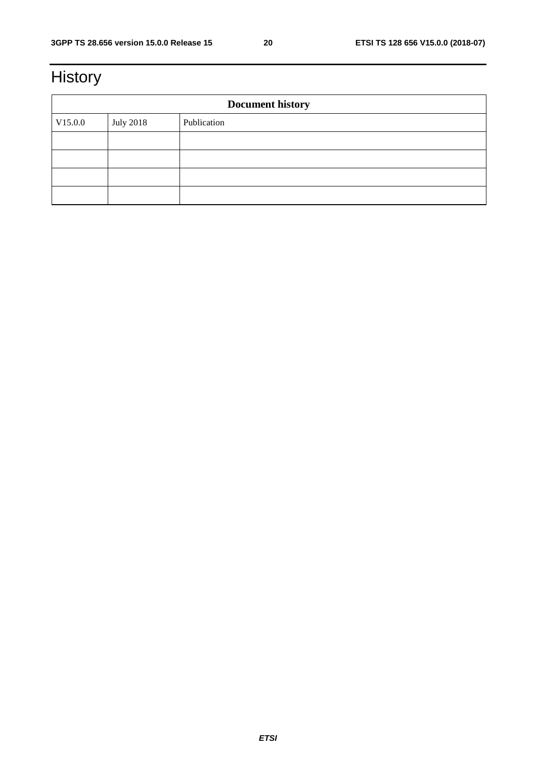# History

| Document history | | |
|---|---|---|
| V15.0.0 | July 2018 | Publication |
| | | |
| | | |
| | | |
| | | |